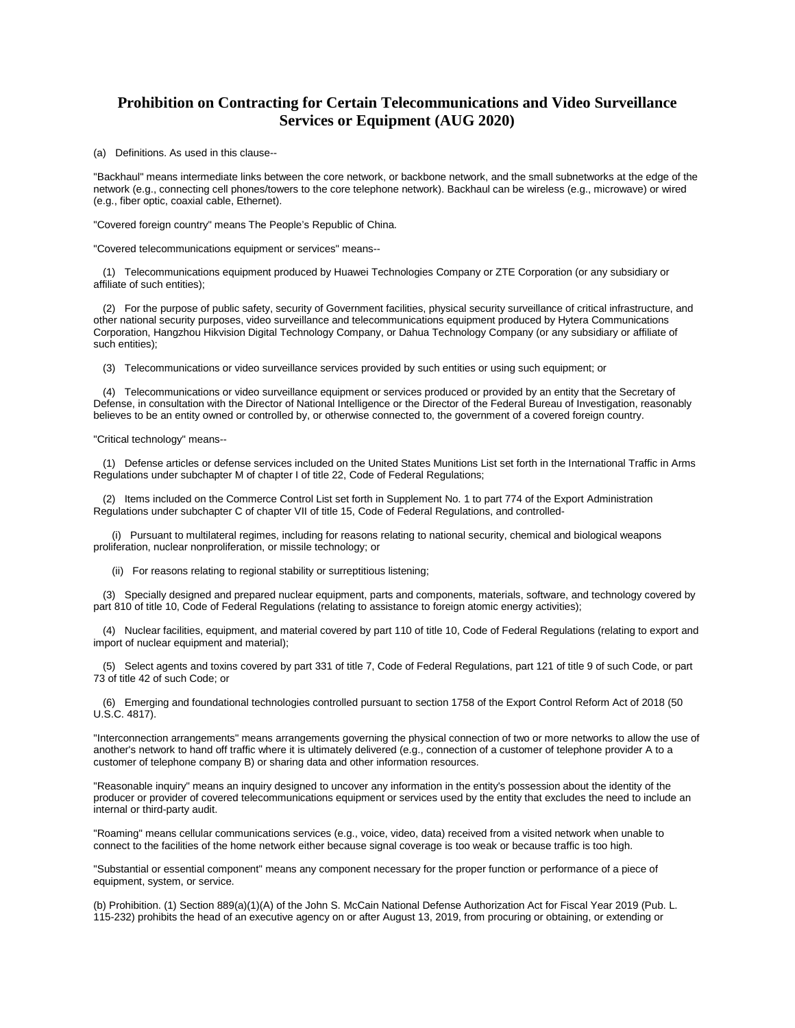# Prohibition on Contracting for Certain Telecommunications and Video Surveillance Services or Equipment (AUG 2020)

(a) Definitions. As used in this clause--

"Backhaul" means intermediate links between the core network, or backbone network, and the small subnetworks at the edge of the network (e.g., connecting cell phones/towers to the core telephone network). Backhaul can be wireless (e.g., microwave) or wired (e.g., fiber optic, coaxial cable, Ethernet).

"Covered foreign country" means The People's Republic of China.

"Covered telecommunications equipment or services" means--

(1) Telecommunications equipment produced by Huawei Technologies Company or ZTE Corporation (or any subsidiary or affiliate of such entities);

(2) For the purpose of public safety, security of Government facilities, physical security surveillance of critical infrastructure, and other national security purposes, video surveillance and telecommunications equipment produced by Hytera Communications Corporation, Hangzhou Hikvision Digital Technology Company, or Dahua Technology Company (or any subsidiary or affiliate of such entities);

(3) Telecommunications or video surveillance services provided by such entities or using such equipment; or

(4) Telecommunications or video surveillance equipment or services produced or provided by an entity that the Secretary of Defense, in consultation with the Director of National Intelligence or the Director of the Federal Bureau of Investigation, reasonably believes to be an entity owned or controlled by, or otherwise connected to, the government of a covered foreign country.

"Critical technology" means--

(1) Defense articles or defense services included on the United States Munitions List set forth in the International Traffic in Arms Regulations under subchapter M of chapter I of title 22, Code of Federal Regulations;

(2) Items included on the Commerce Control List set forth in Supplement No. 1 to part 774 of the Export Administration Regulations under subchapter C of chapter VII of title 15, Code of Federal Regulations, and controlled-

(i) Pursuant to multilateral regimes, including for reasons relating to national security, chemical and biological weapons proliferation, nuclear nonproliferation, or missile technology; or

(ii) For reasons relating to regional stability or surreptitious listening;

(3) Specially designed and prepared nuclear equipment, parts and components, materials, software, and technology covered by part 810 of title 10, Code of Federal Regulations (relating to assistance to foreign atomic energy activities);

(4) Nuclear facilities, equipment, and material covered by part 110 of title 10, Code of Federal Regulations (relating to export and import of nuclear equipment and material);

(5) Select agents and toxins covered by part 331 of title 7, Code of Federal Regulations, part 121 of title 9 of such Code, or part 73 of title 42 of such Code; or

(6) Emerging and foundational technologies controlled pursuant to section 1758 of the Export Control Reform Act of 2018 (50 U.S.C. 4817).

"Interconnection arrangements" means arrangements governing the physical connection of two or more networks to allow the use of another's network to hand off traffic where it is ultimately delivered (e.g., connection of a customer of telephone provider A to a customer of telephone company B) or sharing data and other information resources.

"Reasonable inquiry" means an inquiry designed to uncover any information in the entity's possession about the identity of the producer or provider of covered telecommunications equipment or services used by the entity that excludes the need to include an internal or third-party audit.

"Roaming" means cellular communications services (e.g., voice, video, data) received from a visited network when unable to connect to the facilities of the home network either because signal coverage is too weak or because traffic is too high.

"Substantial or essential component" means any component necessary for the proper function or performance of a piece of equipment, system, or service.

(b) Prohibition. (1) Section 889(a)(1)(A) of the John S. McCain National Defense Authorization Act for Fiscal Year 2019 (Pub. L. 115-232) prohibits the head of an executive agency on or after August 13, 2019, from procuring or obtaining, or extending or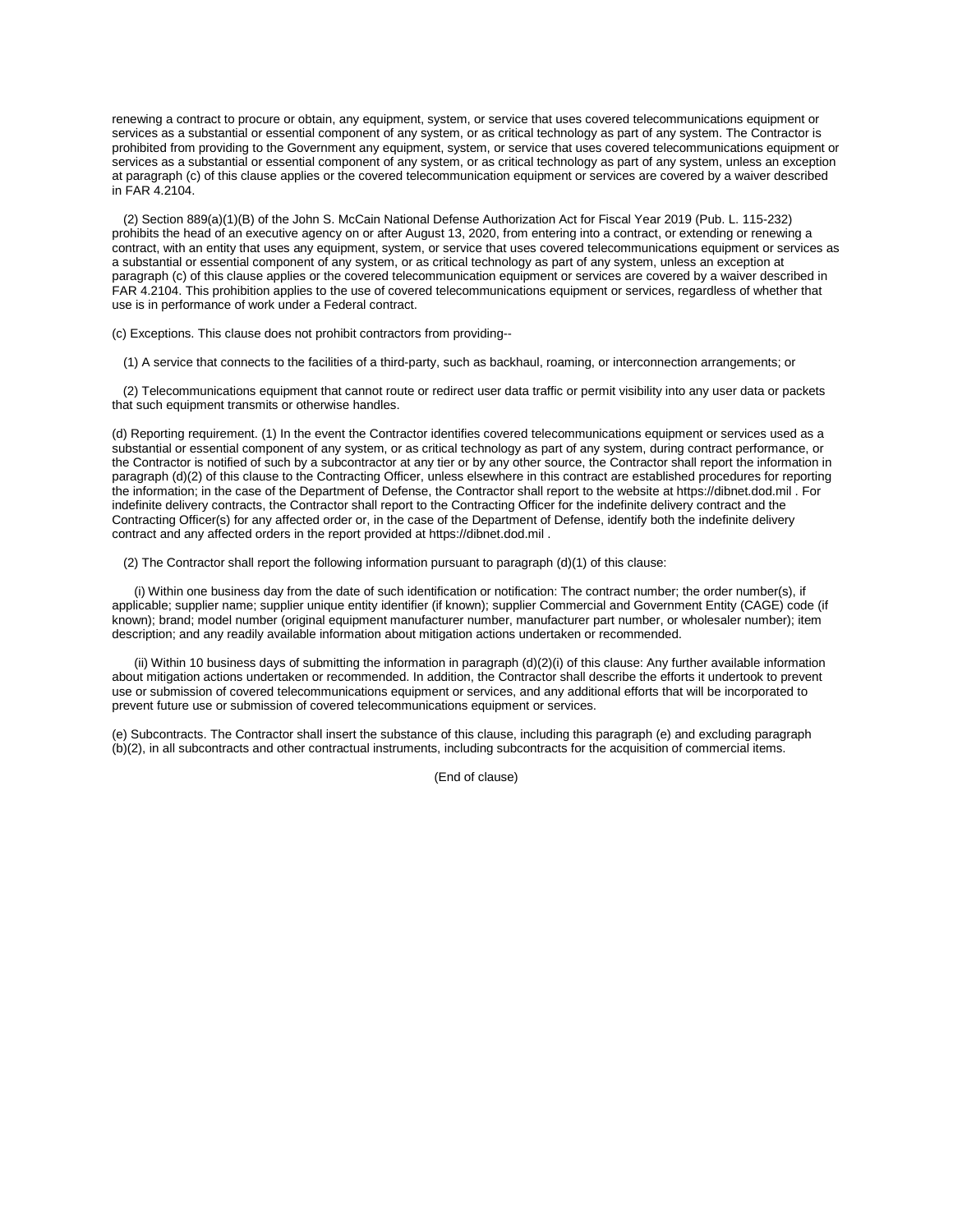renewing a contract to procure or obtain, any equipment, system, or service that uses covered telecommunications equipment or services as a substantial or essential component of any system, or as critical technology as part of any system. The Contractor is prohibited from providing to the Government any equipment, system, or service that uses covered telecommunications equipment or services as a substantial or essential component of any system, or as critical technology as part of any system, unless an exception at paragraph (c) of this clause applies or the covered telecommunication equipment or services are covered by a waiver described in FAR 4.2104.

(2) Section 889(a)(1)(B) of the John S. McCain National Defense Authorization Act for Fiscal Year 2019 (Pub. L. 115-232) prohibits the head of an executive agency on or after August 13, 2020, from entering into a contract, or extending or renewing a contract, with an entity that uses any equipment, system, or service that uses covered telecommunications equipment or services as a substantial or essential component of any system, or as critical technology as part of any system, unless an exception at paragraph (c) of this clause applies or the covered telecommunication equipment or services are covered by a waiver described in FAR 4.2104. This prohibition applies to the use of covered telecommunications equipment or services, regardless of whether that use is in performance of work under a Federal contract.

(c) Exceptions. This clause does not prohibit contractors from providing--

(1) A service that connects to the facilities of a third-party, such as backhaul, roaming, or interconnection arrangements; or

(2) Telecommunications equipment that cannot route or redirect user data traffic or permit visibility into any user data or packets that such equipment transmits or otherwise handles.

(d) Reporting requirement. (1) In the event the Contractor identifies covered telecommunications equipment or services used as a substantial or essential component of any system, or as critical technology as part of any system, during contract performance, or the Contractor is notified of such by a subcontractor at any tier or by any other source, the Contractor shall report the information in paragraph (d)(2) of this clause to the Contracting Officer, unless elsewhere in this contract are established procedures for reporting the information; in the case of the Department of Defense, the Contractor shall report to the website at https://dibnet.dod.mil . For indefinite delivery contracts, the Contractor shall report to the Contracting Officer for the indefinite delivery contract and the Contracting Officer(s) for any affected order or, in the case of the Department of Defense, identify both the indefinite delivery contract and any affected orders in the report provided at https://dibnet.dod.mil .

(2) The Contractor shall report the following information pursuant to paragraph (d)(1) of this clause:

(i) Within one business day from the date of such identification or notification: The contract number; the order number(s), if applicable; supplier name; supplier unique entity identifier (if known); supplier Commercial and Government Entity (CAGE) code (if known); brand; model number (original equipment manufacturer number, manufacturer part number, or wholesaler number); item description; and any readily available information about mitigation actions undertaken or recommended.

(ii) Within 10 business days of submitting the information in paragraph (d)(2)(i) of this clause: Any further available information about mitigation actions undertaken or recommended. In addition, the Contractor shall describe the efforts it undertook to prevent use or submission of covered telecommunications equipment or services, and any additional efforts that will be incorporated to prevent future use or submission of covered telecommunications equipment or services.

(e) Subcontracts. The Contractor shall insert the substance of this clause, including this paragraph (e) and excluding paragraph (b)(2), in all subcontracts and other contractual instruments, including subcontracts for the acquisition of commercial items.

(End of clause)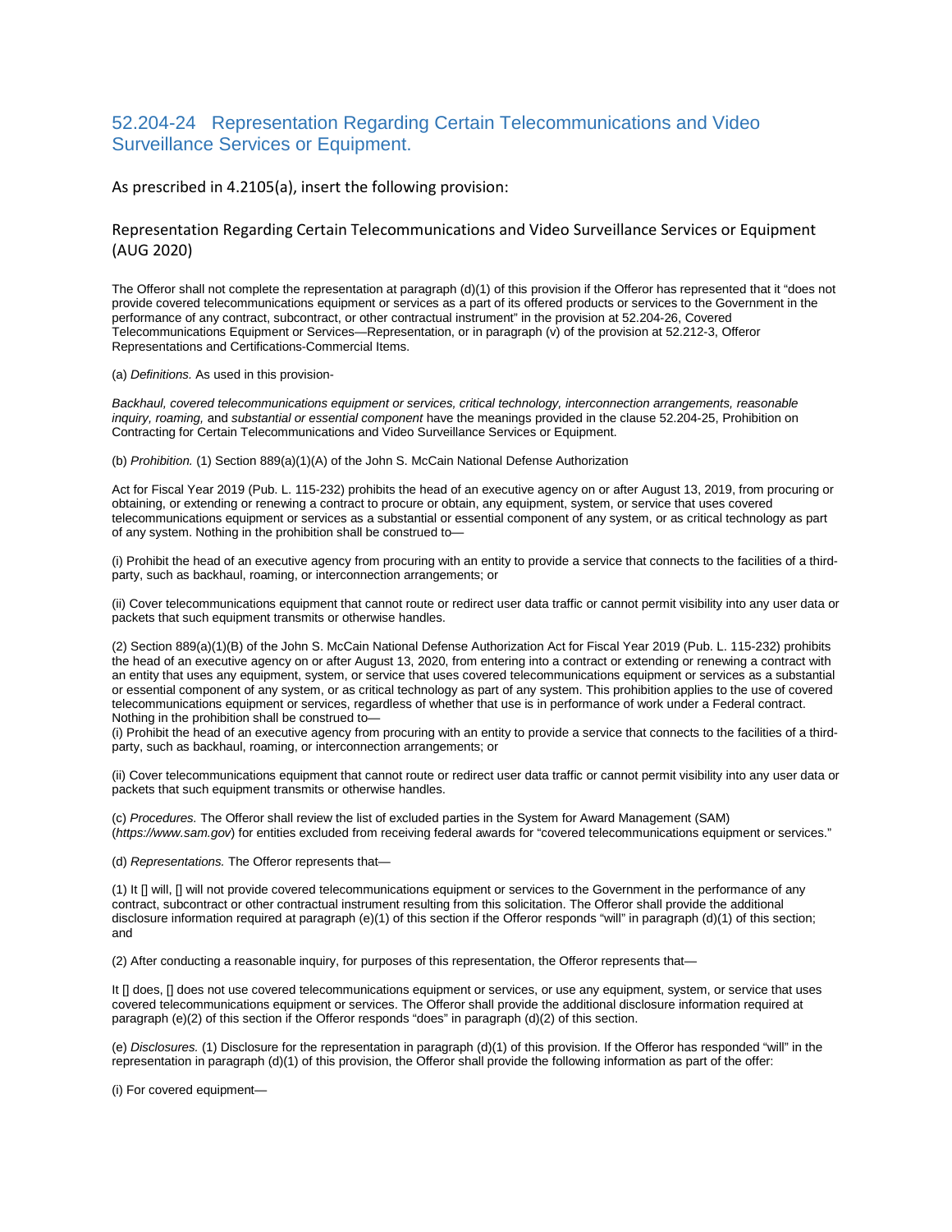## 52.204-24 Representation Regarding Certain Telecommunications and Video Surveillance Services or Equipment.

As prescribed in 4.2105(a), insert the following provision:

### Representation Regarding Certain Telecommunications and Video Surveillance Services or Equipment (AUG 2020)

The Offeror shall not complete the representation at paragraph (d)(1) of this provision if the Offeror has represented that it "does not provide covered telecommunications equipment or services as a part of its offered products or services to the Government in the performance of any contract, subcontract, or other contractual instrument" in the provision at 52.204-26, Covered Telecommunications Equipment or Services—Representation, or in paragraph (v) of the provision at 52.212-3, Offeror Representations and Certifications-Commercial Items.

(a) *Definitions.* As used in this provision-

*Backhaul, covered telecommunications equipment or services, critical technology, interconnection arrangements, reasonable inquiry, roaming,* and *substantial or essential component* have the meanings provided in the clause 52.204-25, Prohibition on Contracting for Certain Telecommunications and Video Surveillance Services or Equipment.

(b) *Prohibition.* (1) Section 889(a)(1)(A) of the John S. McCain National Defense Authorization

Act for Fiscal Year 2019 (Pub. L. 115-232) prohibits the head of an executive agency on or after August 13, 2019, from procuring or obtaining, or extending or renewing a contract to procure or obtain, any equipment, system, or service that uses covered telecommunications equipment or services as a substantial or essential component of any system, or as critical technology as part of any system. Nothing in the prohibition shall be construed to—

(i) Prohibit the head of an executive agency from procuring with an entity to provide a service that connects to the facilities of a third-party, such as backhaul, roaming, or interconnection arrangements; or

(ii) Cover telecommunications equipment that cannot route or redirect user data traffic or cannot permit visibility into any user data or packets that such equipment transmits or otherwise handles.

(2) Section 889(a)(1)(B) of the John S. McCain National Defense Authorization Act for Fiscal Year 2019 (Pub. L. 115-232) prohibits the head of an executive agency on or after August 13, 2020, from entering into a contract or extending or renewing a contract with an entity that uses any equipment, system, or service that uses covered telecommunications equipment or services as a substantial or essential component of any system, or as critical technology as part of any system. This prohibition applies to the use of covered telecommunications equipment or services, regardless of whether that use is in performance of work under a Federal contract. Nothing in the prohibition shall be construed to—

(i) Prohibit the head of an executive agency from procuring with an entity to provide a service that connects to the facilities of a third-party, such as backhaul, roaming, or interconnection arrangements; or

(ii) Cover telecommunications equipment that cannot route or redirect user data traffic or cannot permit visibility into any user data or packets that such equipment transmits or otherwise handles.

(c) *Procedures.* The Offeror shall review the list of excluded parties in the System for Award Management (SAM) (*https://www.sam.gov*) for entities excluded from receiving federal awards for "covered telecommunications equipment or services."

(d) *Representations.* The Offeror represents that—

(1) It [] will, [] will not provide covered telecommunications equipment or services to the Government in the performance of any contract, subcontract or other contractual instrument resulting from this solicitation. The Offeror shall provide the additional disclosure information required at paragraph (e)(1) of this section if the Offeror responds "will" in paragraph (d)(1) of this section; and

(2) After conducting a reasonable inquiry, for purposes of this representation, the Offeror represents that—

It [] does, [] does not use covered telecommunications equipment or services, or use any equipment, system, or service that uses covered telecommunications equipment or services. The Offeror shall provide the additional disclosure information required at paragraph (e)(2) of this section if the Offeror responds "does" in paragraph (d)(2) of this section.

(e) *Disclosures.* (1) Disclosure for the representation in paragraph (d)(1) of this provision. If the Offeror has responded "will" in the representation in paragraph (d)(1) of this provision, the Offeror shall provide the following information as part of the offer:

(i) For covered equipment—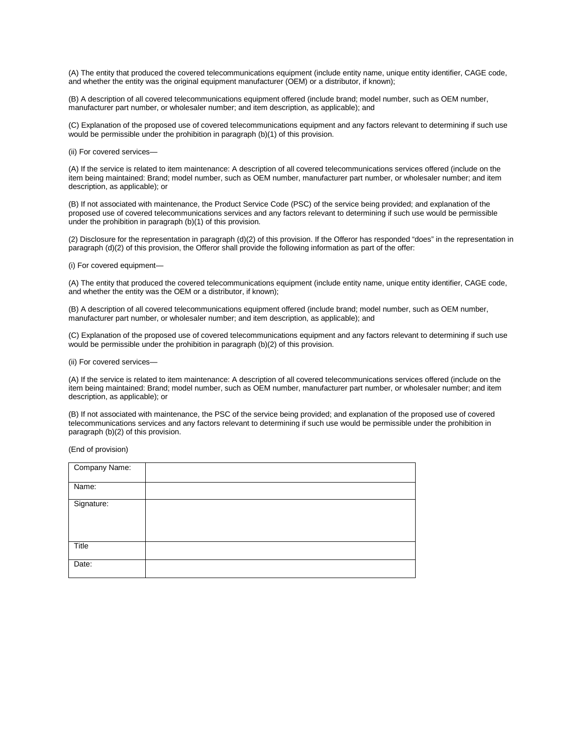(A) The entity that produced the covered telecommunications equipment (include entity name, unique entity identifier, CAGE code, and whether the entity was the original equipment manufacturer (OEM) or a distributor, if known);

(B) A description of all covered telecommunications equipment offered (include brand; model number, such as OEM number, manufacturer part number, or wholesaler number; and item description, as applicable); and

(C) Explanation of the proposed use of covered telecommunications equipment and any factors relevant to determining if such use would be permissible under the prohibition in paragraph (b)(1) of this provision.

(ii) For covered services—

(A) If the service is related to item maintenance: A description of all covered telecommunications services offered (include on the item being maintained: Brand; model number, such as OEM number, manufacturer part number, or wholesaler number; and item description, as applicable); or

(B) If not associated with maintenance, the Product Service Code (PSC) of the service being provided; and explanation of the proposed use of covered telecommunications services and any factors relevant to determining if such use would be permissible under the prohibition in paragraph (b)(1) of this provision.

(2) Disclosure for the representation in paragraph (d)(2) of this provision. If the Offeror has responded "does" in the representation in paragraph (d)(2) of this provision, the Offeror shall provide the following information as part of the offer:

(i) For covered equipment—

(A) The entity that produced the covered telecommunications equipment (include entity name, unique entity identifier, CAGE code, and whether the entity was the OEM or a distributor, if known);

(B) A description of all covered telecommunications equipment offered (include brand; model number, such as OEM number, manufacturer part number, or wholesaler number; and item description, as applicable); and

(C) Explanation of the proposed use of covered telecommunications equipment and any factors relevant to determining if such use would be permissible under the prohibition in paragraph (b)(2) of this provision.

(ii) For covered services—

(A) If the service is related to item maintenance: A description of all covered telecommunications services offered (include on the item being maintained: Brand; model number, such as OEM number, manufacturer part number, or wholesaler number; and item description, as applicable); or

(B) If not associated with maintenance, the PSC of the service being provided; and explanation of the proposed use of covered telecommunications services and any factors relevant to determining if such use would be permissible under the prohibition in paragraph (b)(2) of this provision.

(End of provision)

| Company Name: | |
|---|---|
| Name: | |
| Signature: | |
| Title | |
| Date: | |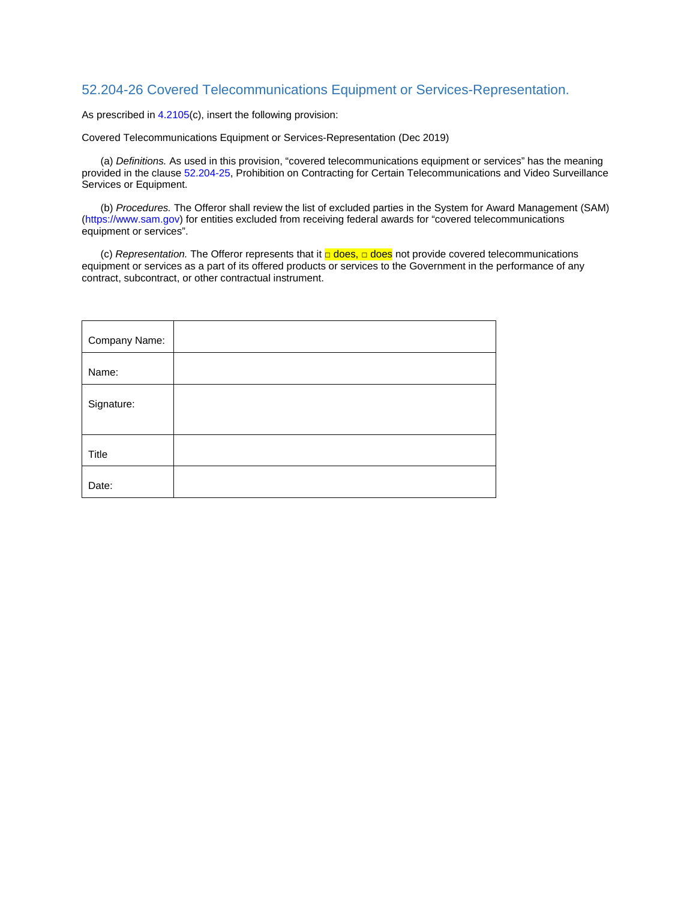## 52.204-26 Covered Telecommunications Equipment or Services-Representation.

As prescribed in 4.2105(c), insert the following provision:

Covered Telecommunications Equipment or Services-Representation (Dec 2019)

(a) *Definitions.* As used in this provision, “covered telecommunications equipment or services” has the meaning provided in the clause 52.204-25, Prohibition on Contracting for Certain Telecommunications and Video Surveillance Services or Equipment.

(b) *Procedures.* The Offeror shall review the list of excluded parties in the System for Award Management (SAM) (https://www.sam.gov) for entities excluded from receiving federal awards for “covered telecommunications equipment or services”.

(c) *Representation.* The Offeror represents that it □ does, □ does not provide covered telecommunications equipment or services as a part of its offered products or services to the Government in the performance of any contract, subcontract, or other contractual instrument.

| | |
|---|---|
| Company Name: | |
| Name: | |
| Signature: | |
| Title | |
| Date: | |